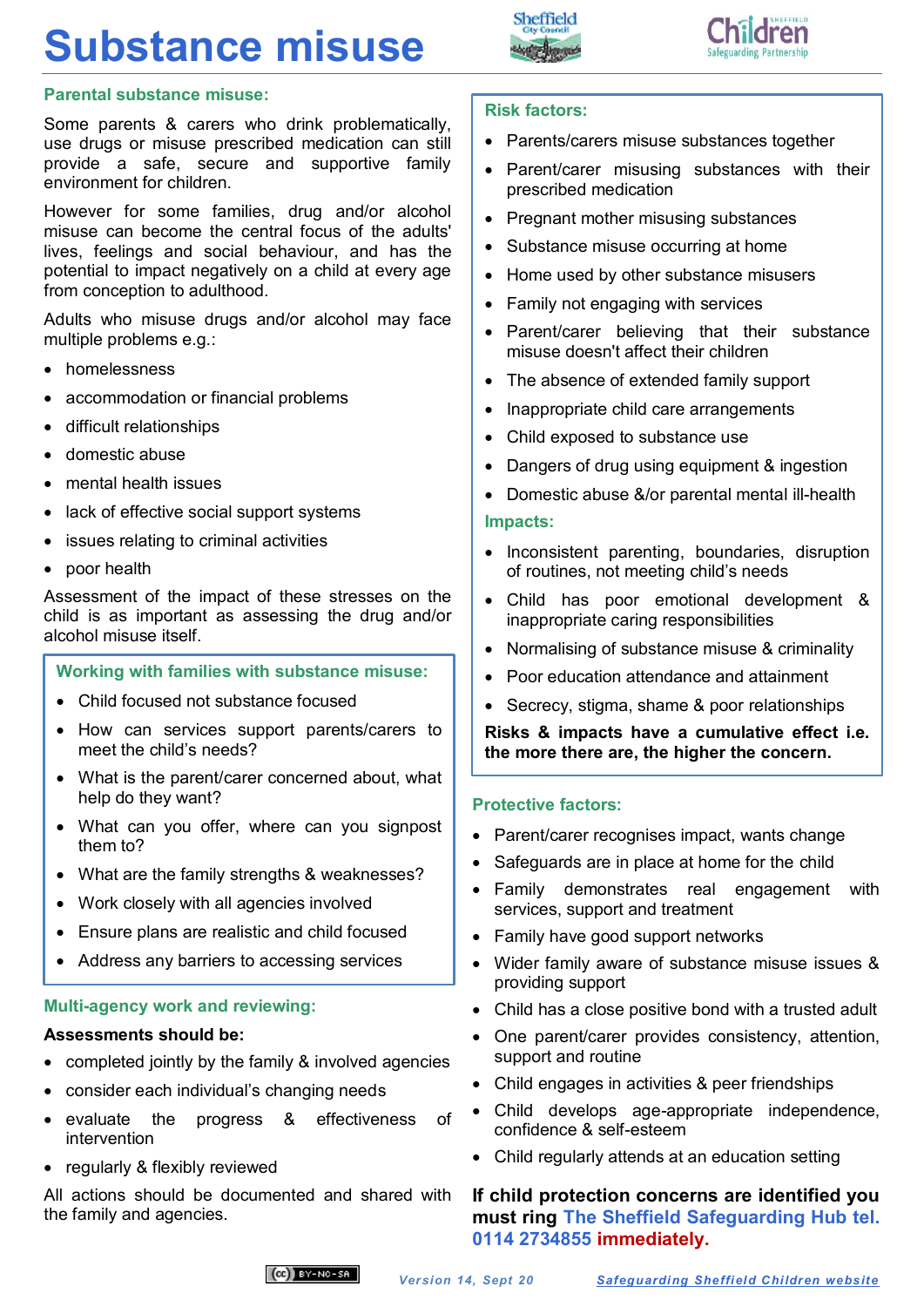# Substance misuse

## Parental substance misuse:

Some parents & carers who drink problematically, use drugs or misuse prescribed medication can still provide a safe, secure and supportive family environment for children.

However for some families, drug and/or alcohol misuse can become the central focus of the adults' lives, feelings and social behaviour, and has the potential to impact negatively on a child at every age from conception to adulthood.

Adults who misuse drugs and/or alcohol may face multiple problems e.g.:

- homelessness
- accommodation or financial problems
- difficult relationships
- domestic abuse
- mental health issues
- lack of effective social support systems
- issues relating to criminal activities
- poor health

Assessment of the impact of these stresses on the child is as important as assessing the drug and/or alcohol misuse itself.

## Working with families with substance misuse:

- Child focused not substance focused
- How can services support parents/carers to meet the child's needs?
- What is the parent/carer concerned about, what help do they want?
- What can you offer, where can you signpost them to?
- What are the family strengths & weaknesses?
- Work closely with all agencies involved
- Ensure plans are realistic and child focused
- Address any barriers to accessing services

## Multi-agency work and reviewing:

**Assessments should be:**

- completed jointly by the family & involved agencies
- consider each individual's changing needs
- evaluate the progress & effectiveness of intervention
- regularly & flexibly reviewed

All actions should be documented and shared with the family and agencies.

## Risk factors:

- Parents/carers misuse substances together
- Parent/carer misusing substances with their prescribed medication
- Pregnant mother misusing substances
- Substance misuse occurring at home
- Home used by other substance misusers
- Family not engaging with services
- Parent/carer believing that their substance misuse doesn't affect their children
- The absence of extended family support
- Inappropriate child care arrangements
- Child exposed to substance use
- Dangers of drug using equipment & ingestion
- Domestic abuse &/or parental mental ill-health

## Impacts:

- Inconsistent parenting, boundaries, disruption of routines, not meeting child's needs
- Child has poor emotional development & inappropriate caring responsibilities
- Normalising of substance misuse & criminality
- Poor education attendance and attainment
- Secrecy, stigma, shame & poor relationships

**Risks & impacts have a cumulative effect i.e. the more there are, the higher the concern.**

## Protective factors:

- Parent/carer recognises impact, wants change
- Safeguards are in place at home for the child
- Family demonstrates real engagement with services, support and treatment
- Family have good support networks
- Wider family aware of substance misuse issues & providing support
- Child has a close positive bond with a trusted adult
- One parent/carer provides consistency, attention, support and routine
- Child engages in activities & peer friendships
- Child develops age-appropriate independence, confidence & self-esteem
- Child regularly attends at an education setting

**If child protection concerns are identified you must ring The Sheffield Safeguarding Hub tel. 0114 2734855 immediately.**

Version 14, Sept 20 — Safeguarding Sheffield Children website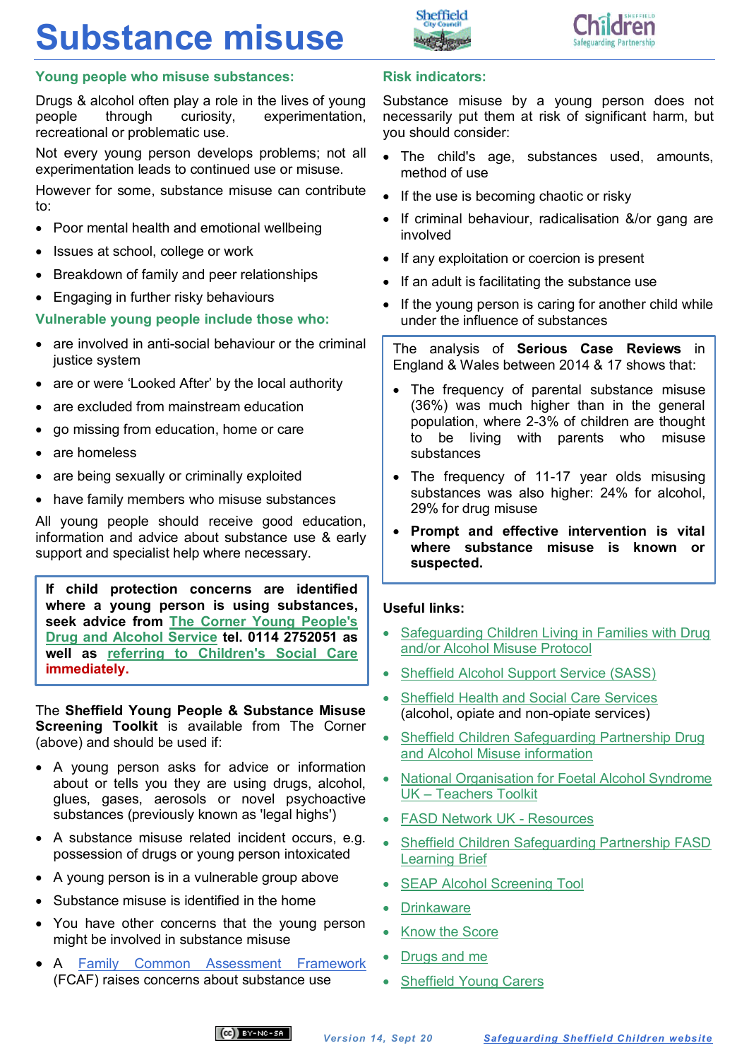# Substance misuse

## Young people who misuse substances:

Drugs & alcohol often play a role in the lives of young people through curiosity, experimentation, recreational or problematic use.

Not every young person develops problems; not all experimentation leads to continued use or misuse.

However for some, substance misuse can contribute to:

- Poor mental health and emotional wellbeing
- Issues at school, college or work
- Breakdown of family and peer relationships
- Engaging in further risky behaviours

## Vulnerable young people include those who:

- are involved in anti-social behaviour or the criminal justice system
- are or were 'Looked After' by the local authority
- are excluded from mainstream education
- go missing from education, home or care
- are homeless
- are being sexually or criminally exploited
- have family members who misuse substances

All young people should receive good education, information and advice about substance use & early support and specialist help where necessary.

**If child protection concerns are identified where a young person is using substances, seek advice from The Corner Young People's Drug and Alcohol Service tel. 0114 2752051 as well as referring to Children's Social Care immediately.**

The **Sheffield Young People & Substance Misuse Screening Toolkit** is available from The Corner (above) and should be used if:

- A young person asks for advice or information about or tells you they are using drugs, alcohol, glues, gases, aerosols or novel psychoactive substances (previously known as 'legal highs')
- A substance misuse related incident occurs, e.g. possession of drugs or young person intoxicated
- A young person is in a vulnerable group above
- Substance misuse is identified in the home
- You have other concerns that the young person might be involved in substance misuse
- A Family Common Assessment Framework (FCAF) raises concerns about substance use

## Risk indicators:

Substance misuse by a young person does not necessarily put them at risk of significant harm, but you should consider:

- The child's age, substances used, amounts, method of use
- If the use is becoming chaotic or risky
- If criminal behaviour, radicalisation &/or gang are involved
- If any exploitation or coercion is present
- If an adult is facilitating the substance use
- If the young person is caring for another child while under the influence of substances

The analysis of **Serious Case Reviews** in England & Wales between 2014 & 17 shows that:

- The frequency of parental substance misuse (36%) was much higher than in the general population, where 2-3% of children are thought to be living with parents who misuse substances
- The frequency of 11-17 year olds misusing substances was also higher: 24% for alcohol, 29% for drug misuse
- **Prompt and effective intervention is vital where substance misuse is known or suspected.**

**Useful links:**

- Safeguarding Children Living in Families with Drug and/or Alcohol Misuse Protocol
- Sheffield Alcohol Support Service (SASS)
- Sheffield Health and Social Care Services (alcohol, opiate and non-opiate services)
- Sheffield Children Safeguarding Partnership Drug and Alcohol Misuse information
- National Organisation for Foetal Alcohol Syndrome UK – Teachers Toolkit
- FASD Network UK - Resources
- Sheffield Children Safeguarding Partnership FASD Learning Brief
- SEAP Alcohol Screening Tool
- Drinkaware
- Know the Score
- Drugs and me
- Sheffield Young Carers

Version 14, Sept 20 | Safeguarding Sheffield Children website